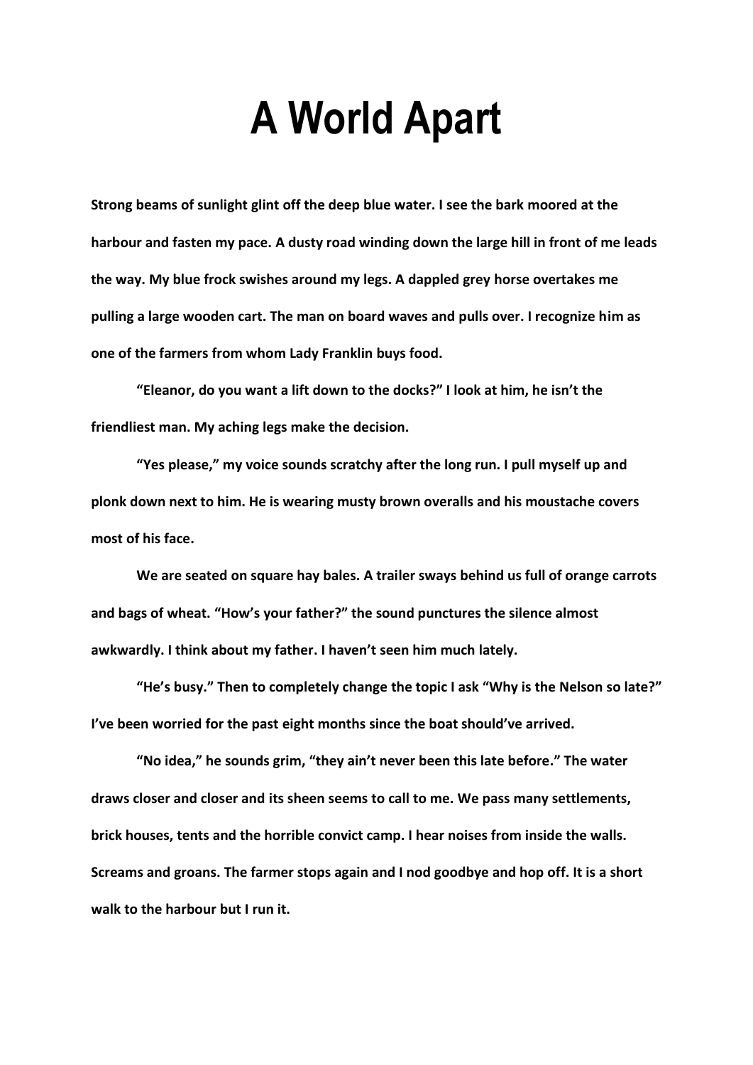# A World Apart

**Strong beams of sunlight glint off the deep blue water. I see the bark moored at the harbour and fasten my pace. A dusty road winding down the large hill in front of me leads the way. My blue frock swishes around my legs. A dappled grey horse overtakes me pulling a large wooden cart. The man on board waves and pulls over. I recognize him as one of the farmers from whom Lady Franklin buys food.**

**"Eleanor, do you want a lift down to the docks?" I look at him, he isn't the friendliest man. My aching legs make the decision.**

**"Yes please," my voice sounds scratchy after the long run. I pull myself up and plonk down next to him. He is wearing musty brown overalls and his moustache covers most of his face.**

**We are seated on square hay bales. A trailer sways behind us full of orange carrots and bags of wheat. "How's your father?" the sound punctures the silence almost awkwardly. I think about my father. I haven't seen him much lately.**

**"He's busy." Then to completely change the topic I ask "Why is the Nelson so late?" I've been worried for the past eight months since the boat should've arrived.**

**"No idea," he sounds grim, "they ain't never been this late before." The water draws closer and closer and its sheen seems to call to me. We pass many settlements, brick houses, tents and the horrible convict camp. I hear noises from inside the walls. Screams and groans. The farmer stops again and I nod goodbye and hop off. It is a short walk to the harbour but I run it.**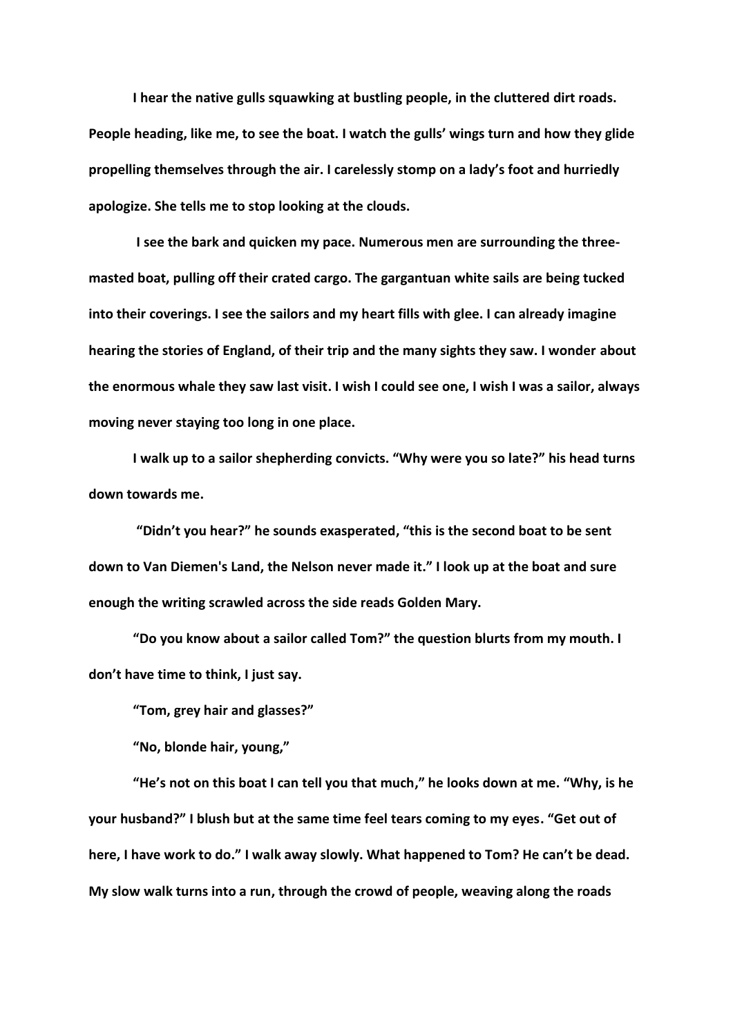I hear the native gulls squawking at bustling people, in the cluttered dirt roads. People heading, like me, to see the boat. I watch the gulls' wings turn and how they glide propelling themselves through the air. I carelessly stomp on a lady's foot and hurriedly apologize. She tells me to stop looking at the clouds.

I see the bark and quicken my pace. Numerous men are surrounding the three-masted boat, pulling off their crated cargo. The gargantuan white sails are being tucked into their coverings. I see the sailors and my heart fills with glee. I can already imagine hearing the stories of England, of their trip and the many sights they saw. I wonder about the enormous whale they saw last visit. I wish I could see one, I wish I was a sailor, always moving never staying too long in one place.

I walk up to a sailor shepherding convicts. "Why were you so late?" his head turns down towards me.

"Didn't you hear?" he sounds exasperated, "this is the second boat to be sent down to Van Diemen's Land, the Nelson never made it." I look up at the boat and sure enough the writing scrawled across the side reads Golden Mary.

"Do you know about a sailor called Tom?" the question blurts from my mouth. I don't have time to think, I just say.

"Tom, grey hair and glasses?"

"No, blonde hair, young,"

"He's not on this boat I can tell you that much," he looks down at me. "Why, is he your husband?" I blush but at the same time feel tears coming to my eyes. "Get out of here, I have work to do." I walk away slowly. What happened to Tom? He can't be dead. My slow walk turns into a run, through the crowd of people, weaving along the roads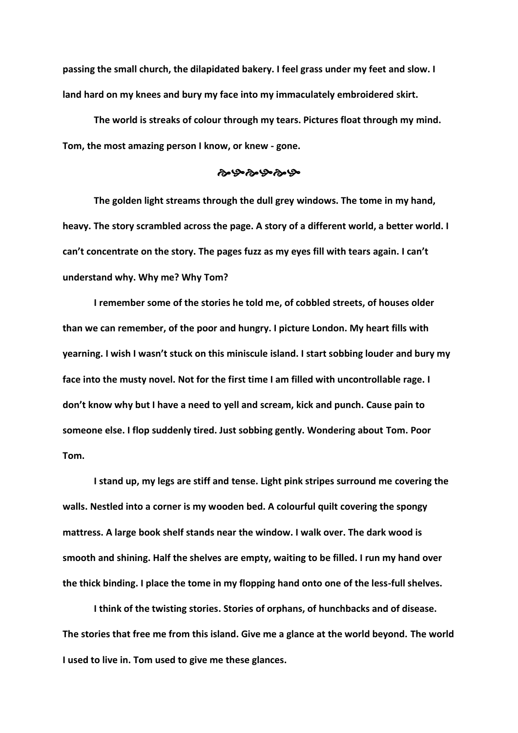**passing the small church, the dilapidated bakery. I feel grass under my feet and slow. I land hard on my knees and bury my face into my immaculately embroidered skirt.**

**The world is streaks of colour through my tears. Pictures float through my mind. Tom, the most amazing person I know, or knew - gone.**

<div align="center">

**❧❦❧❦❧❦**

</div>

**The golden light streams through the dull grey windows. The tome in my hand, heavy. The story scrambled across the page. A story of a different world, a better world. I can't concentrate on the story. The pages fuzz as my eyes fill with tears again. I can't understand why. Why me? Why Tom?**

**I remember some of the stories he told me, of cobbled streets, of houses older than we can remember, of the poor and hungry. I picture London. My heart fills with yearning. I wish I wasn't stuck on this miniscule island. I start sobbing louder and bury my face into the musty novel. Not for the first time I am filled with uncontrollable rage. I don't know why but I have a need to yell and scream, kick and punch. Cause pain to someone else. I flop suddenly tired. Just sobbing gently. Wondering about Tom. Poor Tom.**

**I stand up, my legs are stiff and tense. Light pink stripes surround me covering the walls. Nestled into a corner is my wooden bed. A colourful quilt covering the spongy mattress. A large book shelf stands near the window. I walk over. The dark wood is smooth and shining. Half the shelves are empty, waiting to be filled. I run my hand over the thick binding. I place the tome in my flopping hand onto one of the less-full shelves.**

**I think of the twisting stories. Stories of orphans, of hunchbacks and of disease. The stories that free me from this island. Give me a glance at the world beyond. The world I used to live in. Tom used to give me these glances.**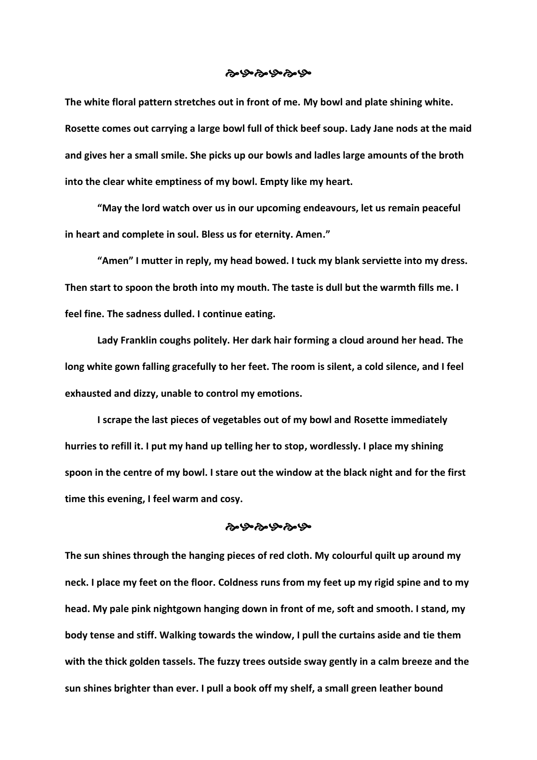&#x2619;&#x2767;&#x2619;&#x2767;&#x2619;&#x2767;

**The white floral pattern stretches out in front of me. My bowl and plate shining white. Rosette comes out carrying a large bowl full of thick beef soup. Lady Jane nods at the maid and gives her a small smile. She picks up our bowls and ladles large amounts of the broth into the clear white emptiness of my bowl. Empty like my heart.**

**"May the lord watch over us in our upcoming endeavours, let us remain peaceful in heart and complete in soul. Bless us for eternity. Amen."**

**"Amen" I mutter in reply, my head bowed. I tuck my blank serviette into my dress. Then start to spoon the broth into my mouth. The taste is dull but the warmth fills me. I feel fine. The sadness dulled. I continue eating.**

**Lady Franklin coughs politely. Her dark hair forming a cloud around her head. The long white gown falling gracefully to her feet. The room is silent, a cold silence, and I feel exhausted and dizzy, unable to control my emotions.**

**I scrape the last pieces of vegetables out of my bowl and Rosette immediately hurries to refill it. I put my hand up telling her to stop, wordlessly. I place my shining spoon in the centre of my bowl. I stare out the window at the black night and for the first time this evening, I feel warm and cosy.**

&#x2619;&#x2767;&#x2619;&#x2767;&#x2619;&#x2767;

**The sun shines through the hanging pieces of red cloth. My colourful quilt up around my neck. I place my feet on the floor. Coldness runs from my feet up my rigid spine and to my head. My pale pink nightgown hanging down in front of me, soft and smooth. I stand, my body tense and stiff. Walking towards the window, I pull the curtains aside and tie them with the thick golden tassels. The fuzzy trees outside sway gently in a calm breeze and the sun shines brighter than ever. I pull a book off my shelf, a small green leather bound**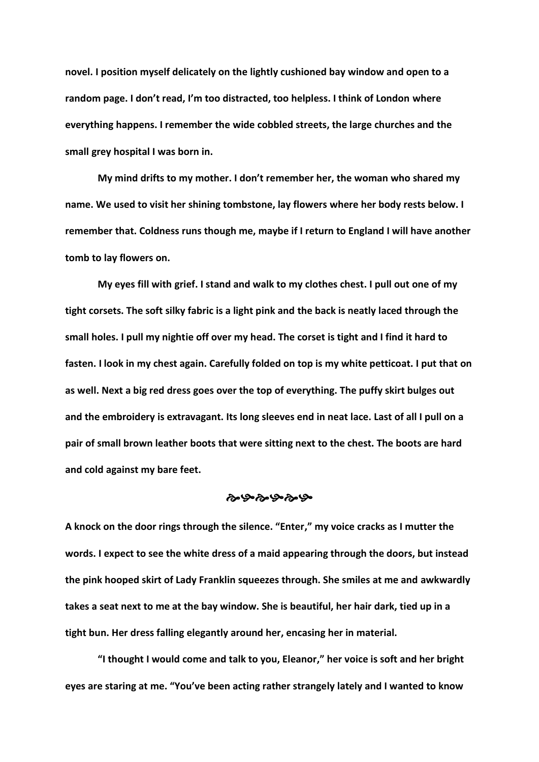**novel. I position myself delicately on the lightly cushioned bay window and open to a random page. I don't read, I'm too distracted, too helpless. I think of London where everything happens. I remember the wide cobbled streets, the large churches and the small grey hospital I was born in.**

**My mind drifts to my mother. I don't remember her, the woman who shared my name. We used to visit her shining tombstone, lay flowers where her body rests below. I remember that. Coldness runs though me, maybe if I return to England I will have another tomb to lay flowers on.**

**My eyes fill with grief. I stand and walk to my clothes chest. I pull out one of my tight corsets. The soft silky fabric is a light pink and the back is neatly laced through the small holes. I pull my nightie off over my head. The corset is tight and I find it hard to fasten. I look in my chest again. Carefully folded on top is my white petticoat. I put that on as well. Next a big red dress goes over the top of everything. The puffy skirt bulges out and the embroidery is extravagant. Its long sleeves end in neat lace. Last of all I pull on a pair of small brown leather boots that were sitting next to the chest. The boots are hard and cold against my bare feet.**

ক৩ক৩ক৩

**A knock on the door rings through the silence. "Enter," my voice cracks as I mutter the words. I expect to see the white dress of a maid appearing through the doors, but instead the pink hooped skirt of Lady Franklin squeezes through. She smiles at me and awkwardly takes a seat next to me at the bay window. She is beautiful, her hair dark, tied up in a tight bun. Her dress falling elegantly around her, encasing her in material.**

**"I thought I would come and talk to you, Eleanor," her voice is soft and her bright eyes are staring at me. "You've been acting rather strangely lately and I wanted to know**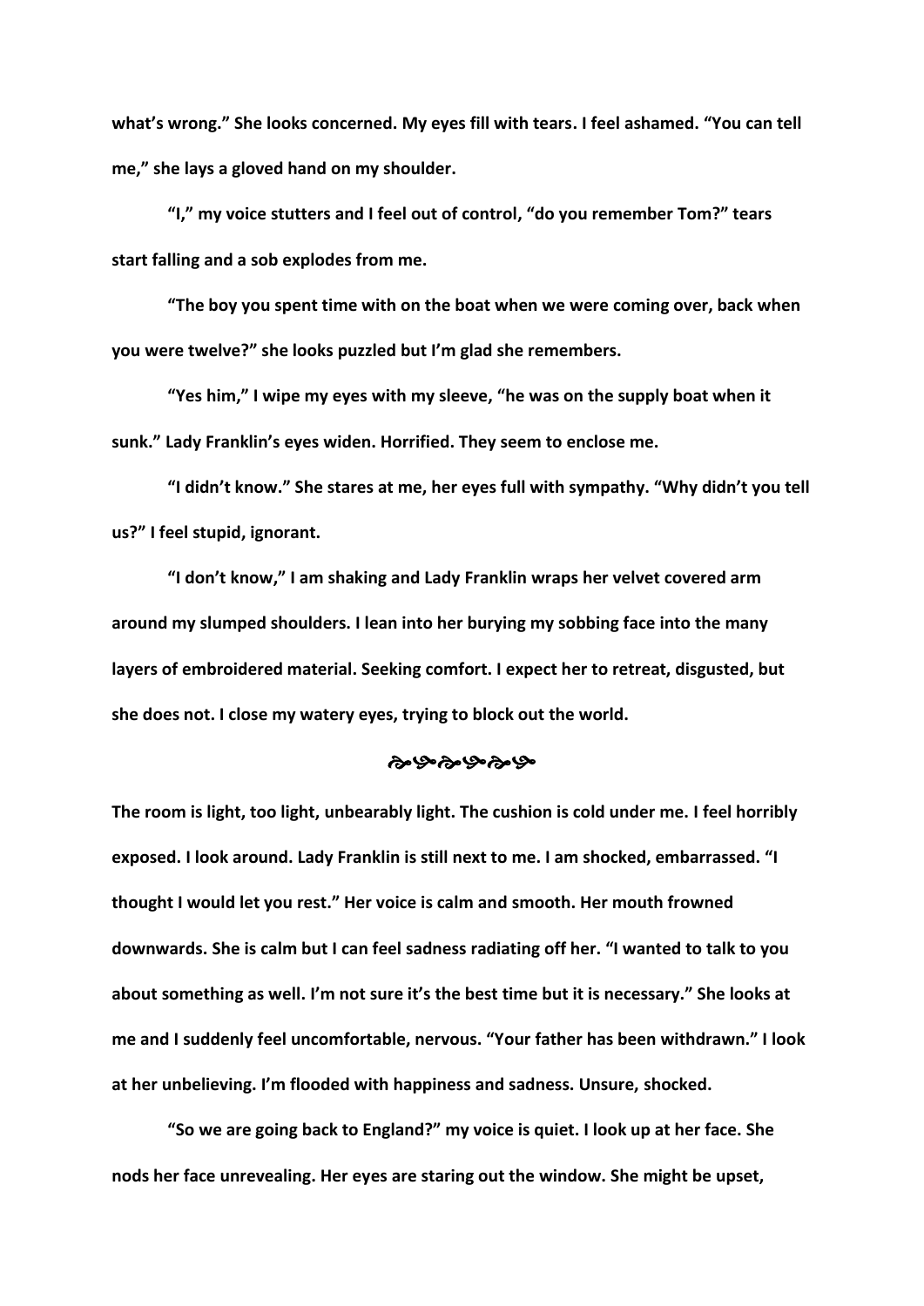**what's wrong." She looks concerned. My eyes fill with tears. I feel ashamed. "You can tell me," she lays a gloved hand on my shoulder.**

**"I," my voice stutters and I feel out of control, "do you remember Tom?" tears start falling and a sob explodes from me.**

**"The boy you spent time with on the boat when we were coming over, back when you were twelve?" she looks puzzled but I'm glad she remembers.**

**"Yes him," I wipe my eyes with my sleeve, "he was on the supply boat when it sunk." Lady Franklin's eyes widen. Horrified. They seem to enclose me.**

**"I didn't know." She stares at me, her eyes full with sympathy. "Why didn't you tell us?" I feel stupid, ignorant.**

**"I don't know," I am shaking and Lady Franklin wraps her velvet covered arm around my slumped shoulders. I lean into her burying my sobbing face into the many layers of embroidered material. Seeking comfort. I expect her to retreat, disgusted, but she does not. I close my watery eyes, trying to block out the world.**

<div align="center">❧❧❧❧❧❧</div>

**The room is light, too light, unbearably light. The cushion is cold under me. I feel horribly exposed. I look around. Lady Franklin is still next to me. I am shocked, embarrassed. "I thought I would let you rest." Her voice is calm and smooth. Her mouth frowned downwards. She is calm but I can feel sadness radiating off her. "I wanted to talk to you about something as well. I'm not sure it's the best time but it is necessary." She looks at me and I suddenly feel uncomfortable, nervous. "Your father has been withdrawn." I look at her unbelieving. I'm flooded with happiness and sadness. Unsure, shocked.**

**"So we are going back to England?" my voice is quiet. I look up at her face. She nods her face unrevealing. Her eyes are staring out the window. She might be upset,**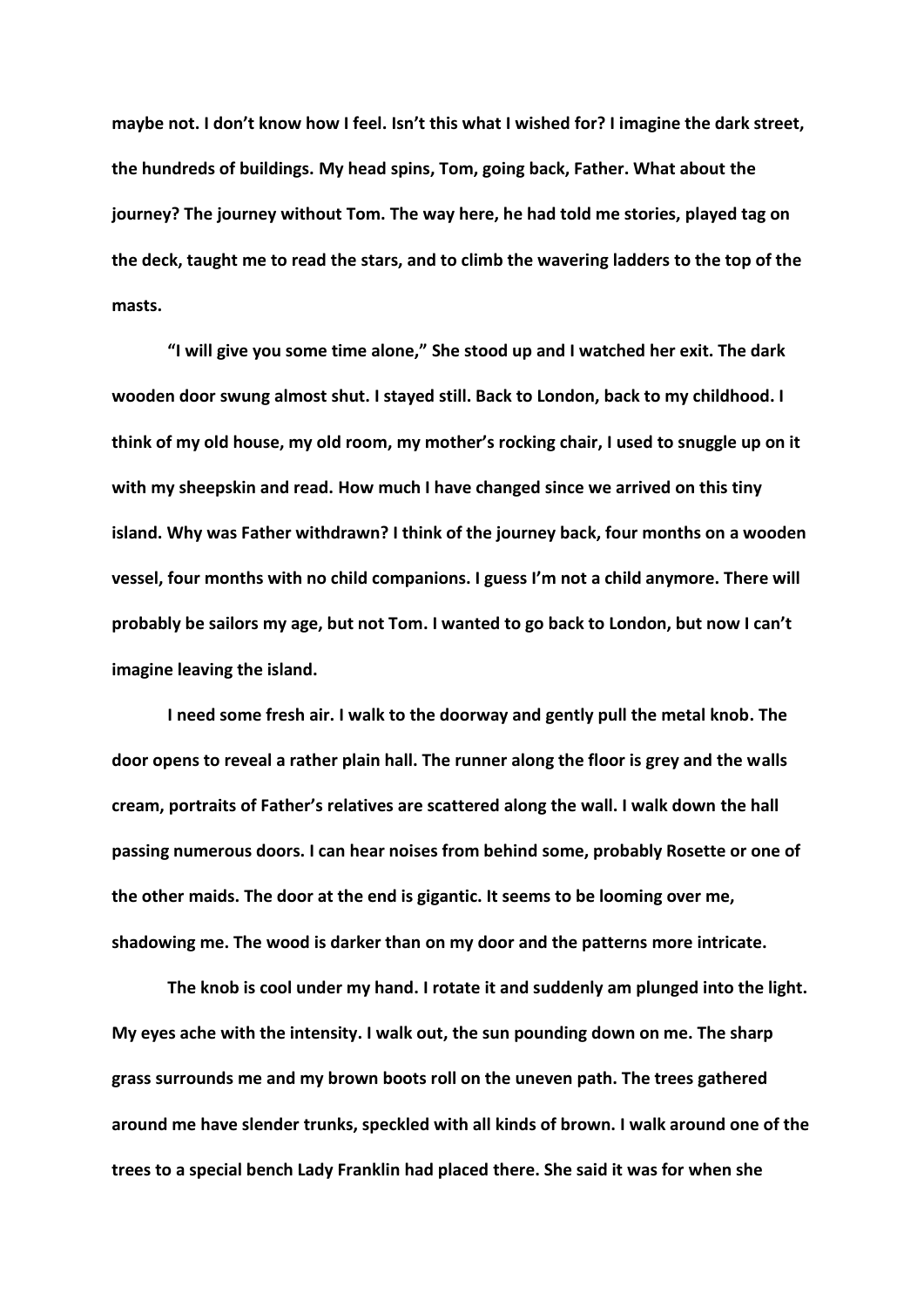**maybe not. I don't know how I feel. Isn't this what I wished for? I imagine the dark street, the hundreds of buildings. My head spins, Tom, going back, Father. What about the journey? The journey without Tom. The way here, he had told me stories, played tag on the deck, taught me to read the stars, and to climb the wavering ladders to the top of the masts.**

**"I will give you some time alone," She stood up and I watched her exit. The dark wooden door swung almost shut. I stayed still. Back to London, back to my childhood. I think of my old house, my old room, my mother's rocking chair, I used to snuggle up on it with my sheepskin and read. How much I have changed since we arrived on this tiny island. Why was Father withdrawn? I think of the journey back, four months on a wooden vessel, four months with no child companions. I guess I'm not a child anymore. There will probably be sailors my age, but not Tom. I wanted to go back to London, but now I can't imagine leaving the island.**

**I need some fresh air. I walk to the doorway and gently pull the metal knob. The door opens to reveal a rather plain hall. The runner along the floor is grey and the walls cream, portraits of Father's relatives are scattered along the wall. I walk down the hall passing numerous doors. I can hear noises from behind some, probably Rosette or one of the other maids. The door at the end is gigantic. It seems to be looming over me, shadowing me. The wood is darker than on my door and the patterns more intricate.**

**The knob is cool under my hand. I rotate it and suddenly am plunged into the light. My eyes ache with the intensity. I walk out, the sun pounding down on me. The sharp grass surrounds me and my brown boots roll on the uneven path. The trees gathered around me have slender trunks, speckled with all kinds of brown. I walk around one of the trees to a special bench Lady Franklin had placed there. She said it was for when she**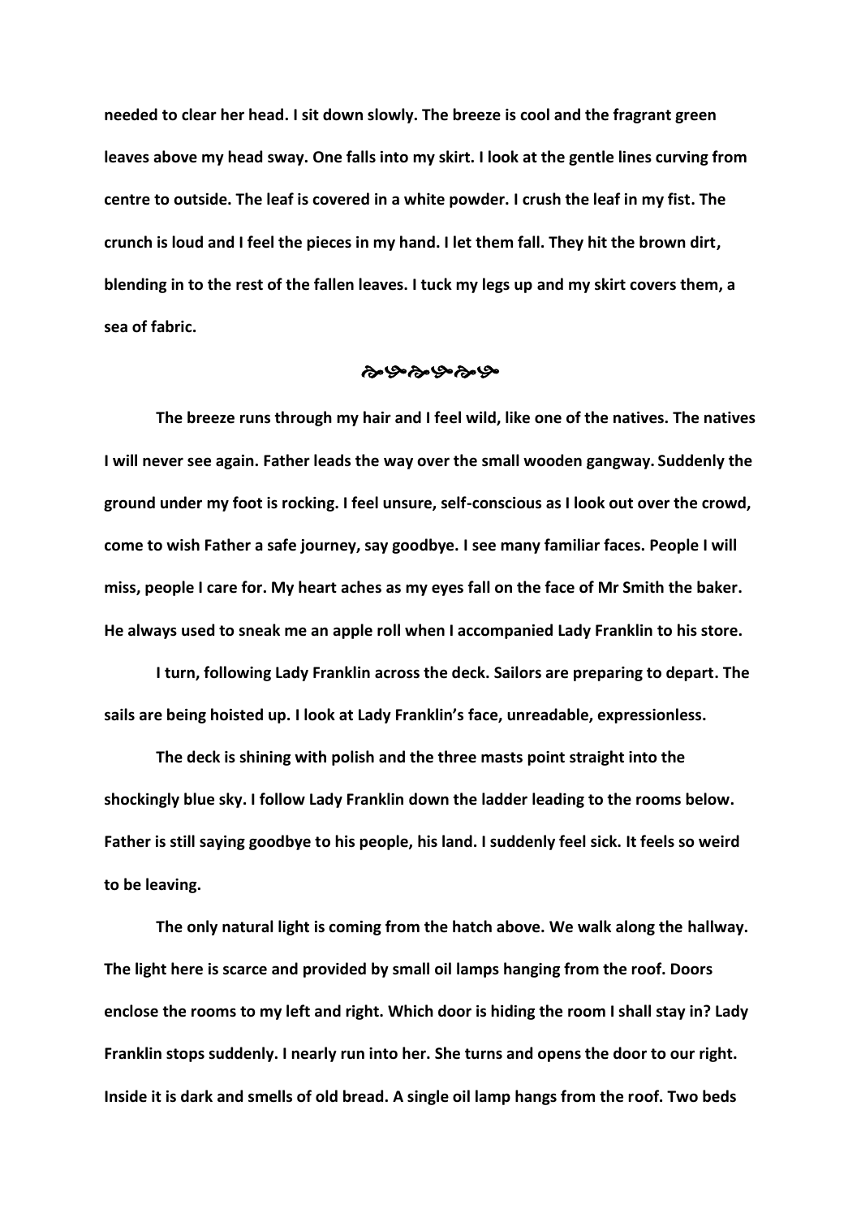**needed to clear her head. I sit down slowly. The breeze is cool and the fragrant green leaves above my head sway. One falls into my skirt. I look at the gentle lines curving from centre to outside. The leaf is covered in a white powder. I crush the leaf in my fist. The crunch is loud and I feel the pieces in my hand. I let them fall. They hit the brown dirt, blending in to the rest of the fallen leaves. I tuck my legs up and my skirt covers them, a sea of fabric.**

<center>☙❧☙❧☙❧</center>

**The breeze runs through my hair and I feel wild, like one of the natives. The natives I will never see again. Father leads the way over the small wooden gangway. Suddenly the ground under my foot is rocking. I feel unsure, self-conscious as I look out over the crowd, come to wish Father a safe journey, say goodbye. I see many familiar faces. People I will miss, people I care for. My heart aches as my eyes fall on the face of Mr Smith the baker. He always used to sneak me an apple roll when I accompanied Lady Franklin to his store.**

**I turn, following Lady Franklin across the deck. Sailors are preparing to depart. The sails are being hoisted up. I look at Lady Franklin's face, unreadable, expressionless.**

**The deck is shining with polish and the three masts point straight into the shockingly blue sky. I follow Lady Franklin down the ladder leading to the rooms below. Father is still saying goodbye to his people, his land. I suddenly feel sick. It feels so weird to be leaving.**

**The only natural light is coming from the hatch above. We walk along the hallway. The light here is scarce and provided by small oil lamps hanging from the roof. Doors enclose the rooms to my left and right. Which door is hiding the room I shall stay in? Lady Franklin stops suddenly. I nearly run into her. She turns and opens the door to our right. Inside it is dark and smells of old bread. A single oil lamp hangs from the roof. Two beds**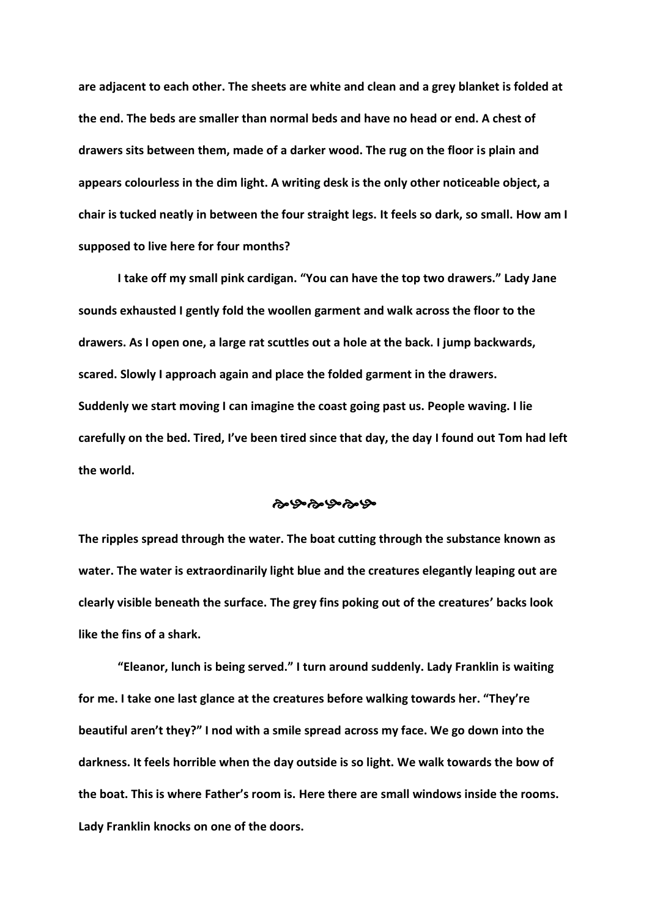**are adjacent to each other. The sheets are white and clean and a grey blanket is folded at the end. The beds are smaller than normal beds and have no head or end. A chest of drawers sits between them, made of a darker wood. The rug on the floor is plain and appears colourless in the dim light. A writing desk is the only other noticeable object, a chair is tucked neatly in between the four straight legs. It feels so dark, so small. How am I supposed to live here for four months?**

**I take off my small pink cardigan. "You can have the top two drawers." Lady Jane sounds exhausted I gently fold the woollen garment and walk across the floor to the drawers. As I open one, a large rat scuttles out a hole at the back. I jump backwards, scared. Slowly I approach again and place the folded garment in the drawers. Suddenly we start moving I can imagine the coast going past us. People waving. I lie carefully on the bed. Tired, I've been tired since that day, the day I found out Tom had left the world.**

**ঌ৩ঌ৩ঌ৩**

**The ripples spread through the water. The boat cutting through the substance known as water. The water is extraordinarily light blue and the creatures elegantly leaping out are clearly visible beneath the surface. The grey fins poking out of the creatures' backs look like the fins of a shark.**

**"Eleanor, lunch is being served." I turn around suddenly. Lady Franklin is waiting for me. I take one last glance at the creatures before walking towards her. "They're beautiful aren't they?" I nod with a smile spread across my face. We go down into the darkness. It feels horrible when the day outside is so light. We walk towards the bow of the boat. This is where Father's room is. Here there are small windows inside the rooms. Lady Franklin knocks on one of the doors.**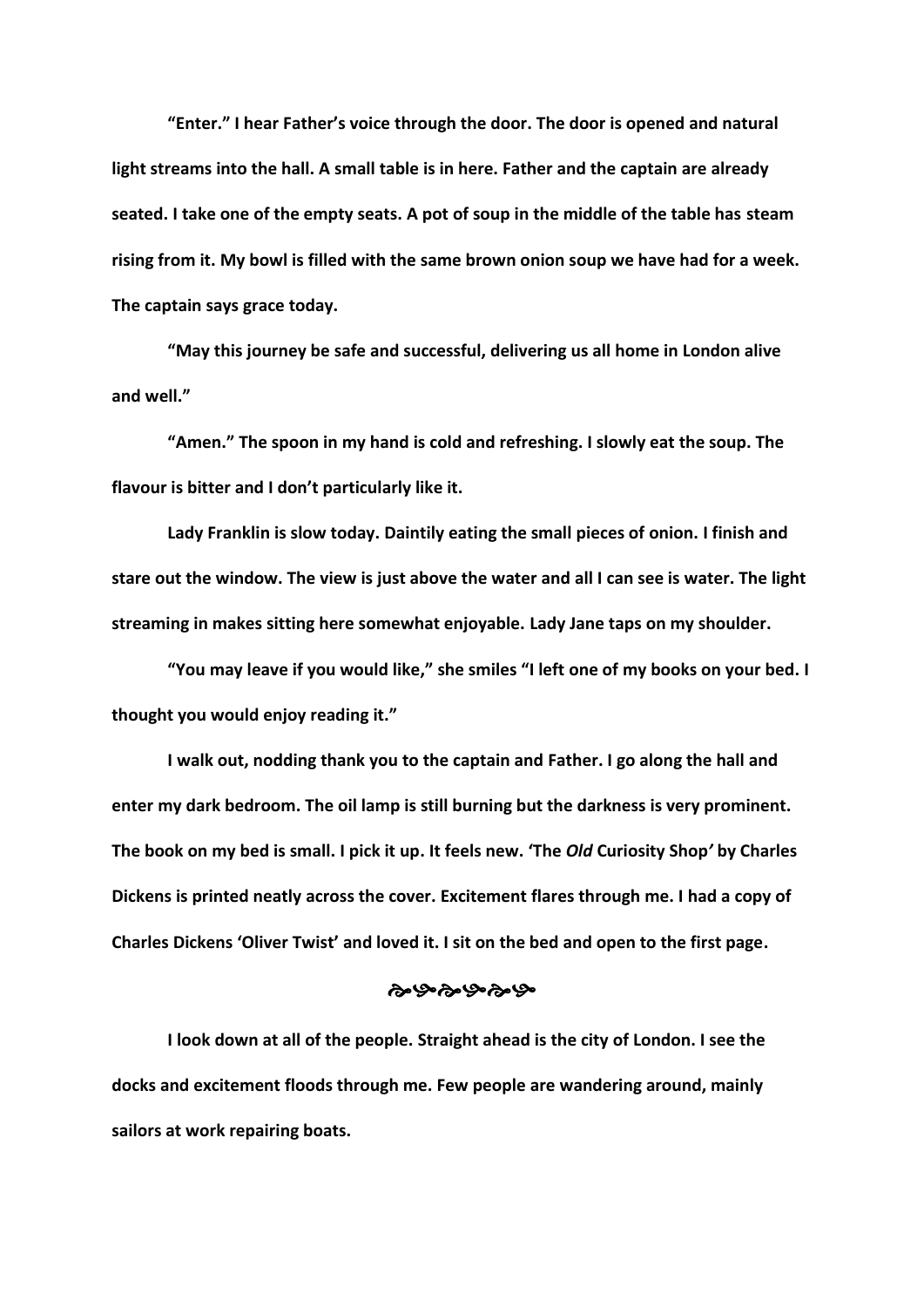**"Enter." I hear Father's voice through the door. The door is opened and natural light streams into the hall. A small table is in here. Father and the captain are already seated. I take one of the empty seats. A pot of soup in the middle of the table has steam rising from it. My bowl is filled with the same brown onion soup we have had for a week. The captain says grace today.**

**"May this journey be safe and successful, delivering us all home in London alive and well."**

**"Amen." The spoon in my hand is cold and refreshing. I slowly eat the soup. The flavour is bitter and I don't particularly like it.**

**Lady Franklin is slow today. Daintily eating the small pieces of onion. I finish and stare out the window. The view is just above the water and all I can see is water. The light streaming in makes sitting here somewhat enjoyable. Lady Jane taps on my shoulder.**

**"You may leave if you would like," she smiles "I left one of my books on your bed. I thought you would enjoy reading it."**

**I walk out, nodding thank you to the captain and Father. I go along the hall and enter my dark bedroom. The oil lamp is still burning but the darkness is very prominent. The book on my bed is small. I pick it up. It feels new. 'The *Old* Curiosity Shop*'* by Charles Dickens is printed neatly across the cover. Excitement flares through me. I had a copy of Charles Dickens 'Oliver Twist' and loved it. I sit on the bed and open to the first page.**

<center>🙠🙡🙠🙡🙠🙡</center>

**I look down at all of the people. Straight ahead is the city of London. I see the docks and excitement floods through me. Few people are wandering around, mainly sailors at work repairing boats.**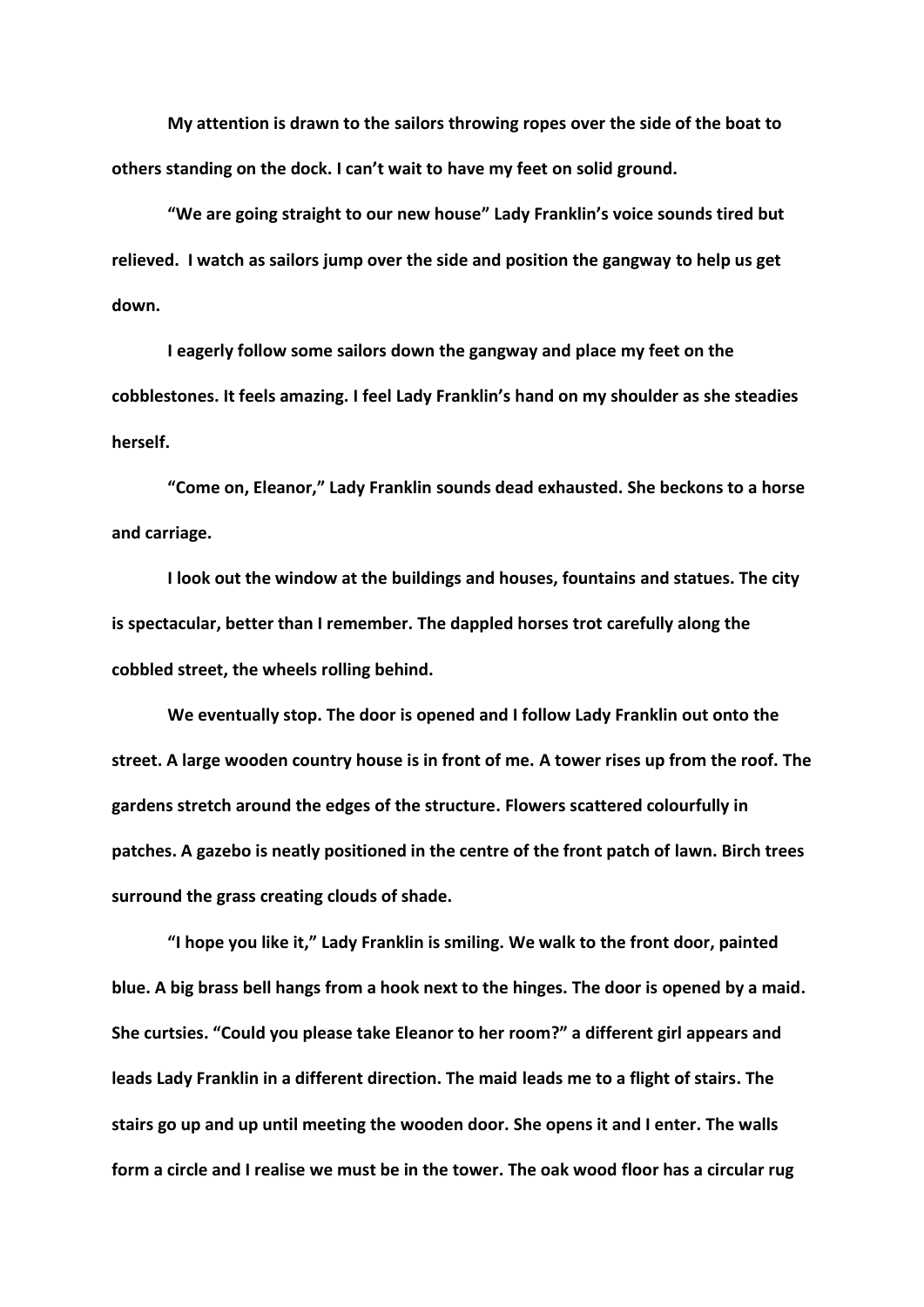My attention is drawn to the sailors throwing ropes over the side of the boat to others standing on the dock. I can't wait to have my feet on solid ground.

"We are going straight to our new house" Lady Franklin's voice sounds tired but relieved. I watch as sailors jump over the side and position the gangway to help us get down.

I eagerly follow some sailors down the gangway and place my feet on the cobblestones. It feels amazing. I feel Lady Franklin's hand on my shoulder as she steadies herself.

"Come on, Eleanor," Lady Franklin sounds dead exhausted. She beckons to a horse and carriage.

I look out the window at the buildings and houses, fountains and statues. The city is spectacular, better than I remember. The dappled horses trot carefully along the cobbled street, the wheels rolling behind.

We eventually stop. The door is opened and I follow Lady Franklin out onto the street. A large wooden country house is in front of me. A tower rises up from the roof. The gardens stretch around the edges of the structure. Flowers scattered colourfully in patches. A gazebo is neatly positioned in the centre of the front patch of lawn. Birch trees surround the grass creating clouds of shade.

"I hope you like it," Lady Franklin is smiling. We walk to the front door, painted blue. A big brass bell hangs from a hook next to the hinges. The door is opened by a maid. She curtsies. "Could you please take Eleanor to her room?" a different girl appears and leads Lady Franklin in a different direction. The maid leads me to a flight of stairs. The stairs go up and up until meeting the wooden door. She opens it and I enter. The walls form a circle and I realise we must be in the tower. The oak wood floor has a circular rug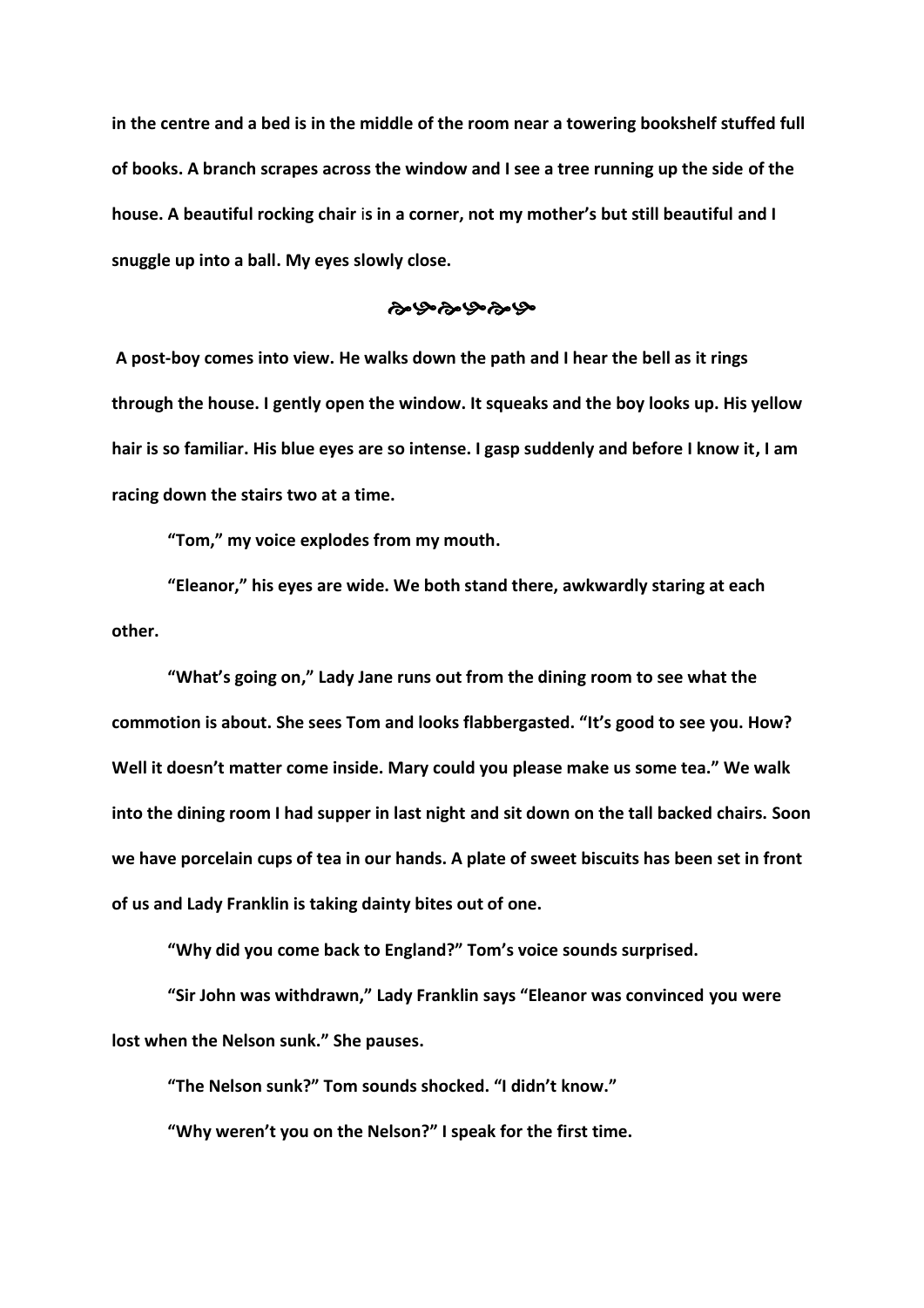**in the centre and a bed is in the middle of the room near a towering bookshelf stuffed full of books. A branch scrapes across the window and I see a tree running up the side of the house. A beautiful rocking chair is in a corner, not my mother's but still beautiful and I snuggle up into a ball. My eyes slowly close.**

<div align="center">❧❧❧❧❧❧</div>

**A post-boy comes into view. He walks down the path and I hear the bell as it rings through the house. I gently open the window. It squeaks and the boy looks up. His yellow hair is so familiar. His blue eyes are so intense. I gasp suddenly and before I know it, I am racing down the stairs two at a time.**

**"Tom," my voice explodes from my mouth.**

**"Eleanor," his eyes are wide. We both stand there, awkwardly staring at each other.**

**"What's going on," Lady Jane runs out from the dining room to see what the commotion is about. She sees Tom and looks flabbergasted. "It's good to see you. How? Well it doesn't matter come inside. Mary could you please make us some tea." We walk into the dining room I had supper in last night and sit down on the tall backed chairs. Soon we have porcelain cups of tea in our hands. A plate of sweet biscuits has been set in front of us and Lady Franklin is taking dainty bites out of one.**

**"Why did you come back to England?" Tom's voice sounds surprised.**

**"Sir John was withdrawn," Lady Franklin says "Eleanor was convinced you were lost when the Nelson sunk." She pauses.**

**"The Nelson sunk?" Tom sounds shocked. "I didn't know."**

**"Why weren't you on the Nelson?" I speak for the first time.**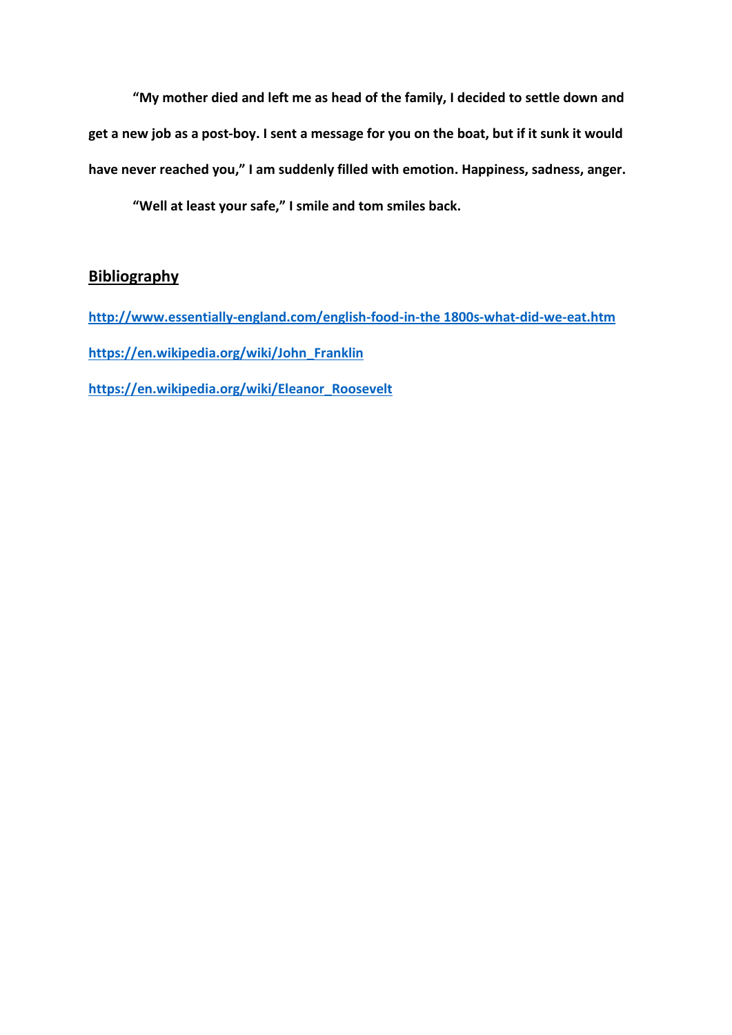**"My mother died and left me as head of the family, I decided to settle down and get a new job as a post-boy. I sent a message for you on the boat, but if it sunk it would have never reached you," I am suddenly filled with emotion. Happiness, sadness, anger.**

**"Well at least your safe," I smile and tom smiles back.**

## Bibliography

**http://www.essentially-england.com/english-food-in-the 1800s-what-did-we-eat.htm**

**https://en.wikipedia.org/wiki/John_Franklin**

**https://en.wikipedia.org/wiki/Eleanor_Roosevelt**